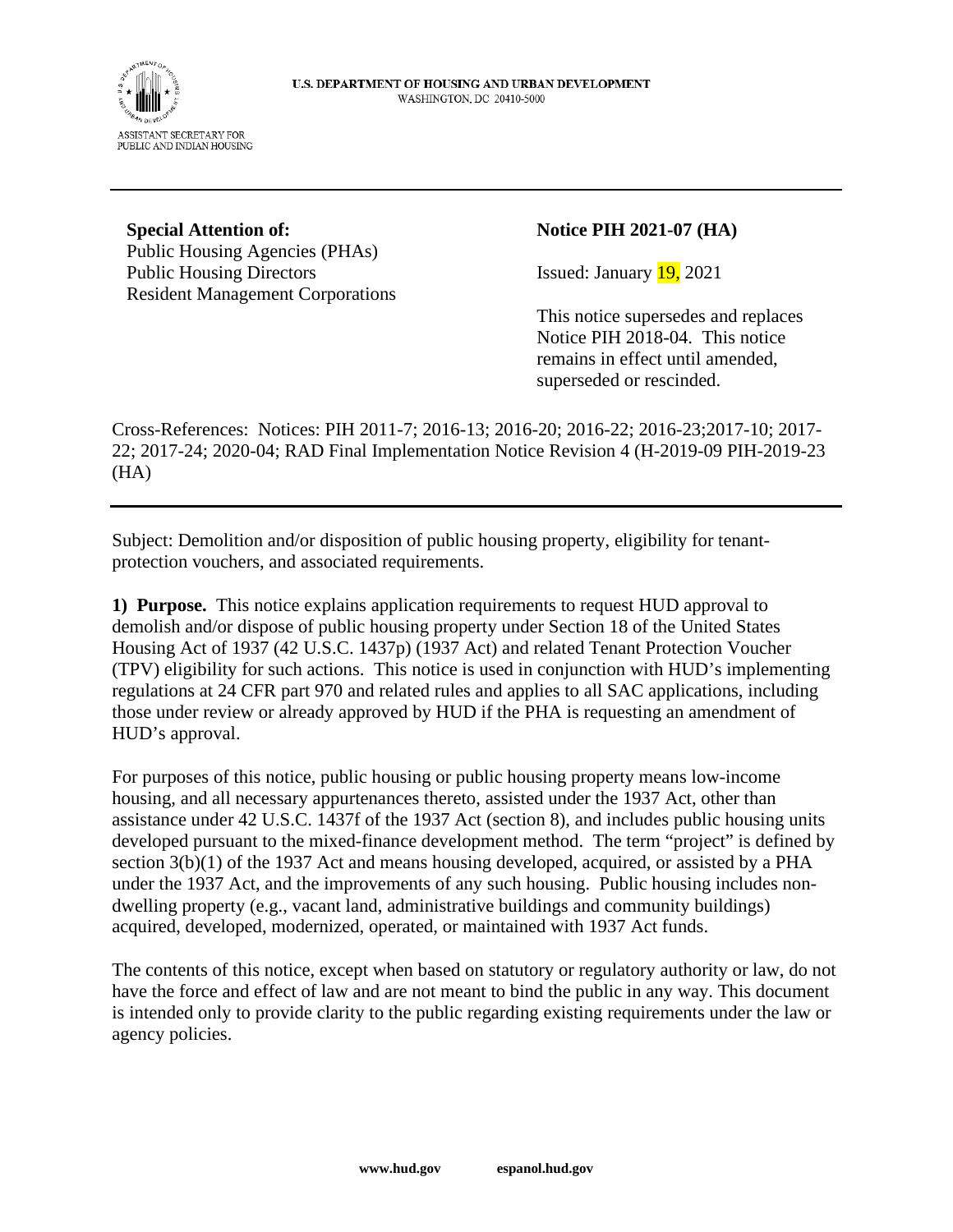U.S. DEPARTMENT OF HOUSING AND URBAN DEVELOPMENT
WASHINGTON, DC 20410-5000

ASSISTANT SECRETARY FOR
PUBLIC AND INDIAN HOUSING

---

**Special Attention of:**
Public Housing Agencies (PHAs)
Public Housing Directors
Resident Management Corporations

**Notice PIH 2021-07 (HA)**

Issued: January 19, 2021

This notice supersedes and replaces Notice PIH 2018-04. This notice remains in effect until amended, superseded or rescinded.

Cross-References: Notices: PIH 2011-7; 2016-13; 2016-20; 2016-22; 2016-23;2017-10; 2017-22; 2017-24; 2020-04; RAD Final Implementation Notice Revision 4 (H-2019-09 PIH-2019-23 (HA)

---

Subject: Demolition and/or disposition of public housing property, eligibility for tenant-protection vouchers, and associated requirements.

**1) Purpose.** This notice explains application requirements to request HUD approval to demolish and/or dispose of public housing property under Section 18 of the United States Housing Act of 1937 (42 U.S.C. 1437p) (1937 Act) and related Tenant Protection Voucher (TPV) eligibility for such actions. This notice is used in conjunction with HUD's implementing regulations at 24 CFR part 970 and related rules and applies to all SAC applications, including those under review or already approved by HUD if the PHA is requesting an amendment of HUD's approval.

For purposes of this notice, public housing or public housing property means low-income housing, and all necessary appurtenances thereto, assisted under the 1937 Act, other than assistance under 42 U.S.C. 1437f of the 1937 Act (section 8), and includes public housing units developed pursuant to the mixed-finance development method. The term "project" is defined by section 3(b)(1) of the 1937 Act and means housing developed, acquired, or assisted by a PHA under the 1937 Act, and the improvements of any such housing. Public housing includes non-dwelling property (e.g., vacant land, administrative buildings and community buildings) acquired, developed, modernized, operated, or maintained with 1937 Act funds.

The contents of this notice, except when based on statutory or regulatory authority or law, do not have the force and effect of law and are not meant to bind the public in any way. This document is intended only to provide clarity to the public regarding existing requirements under the law or agency policies.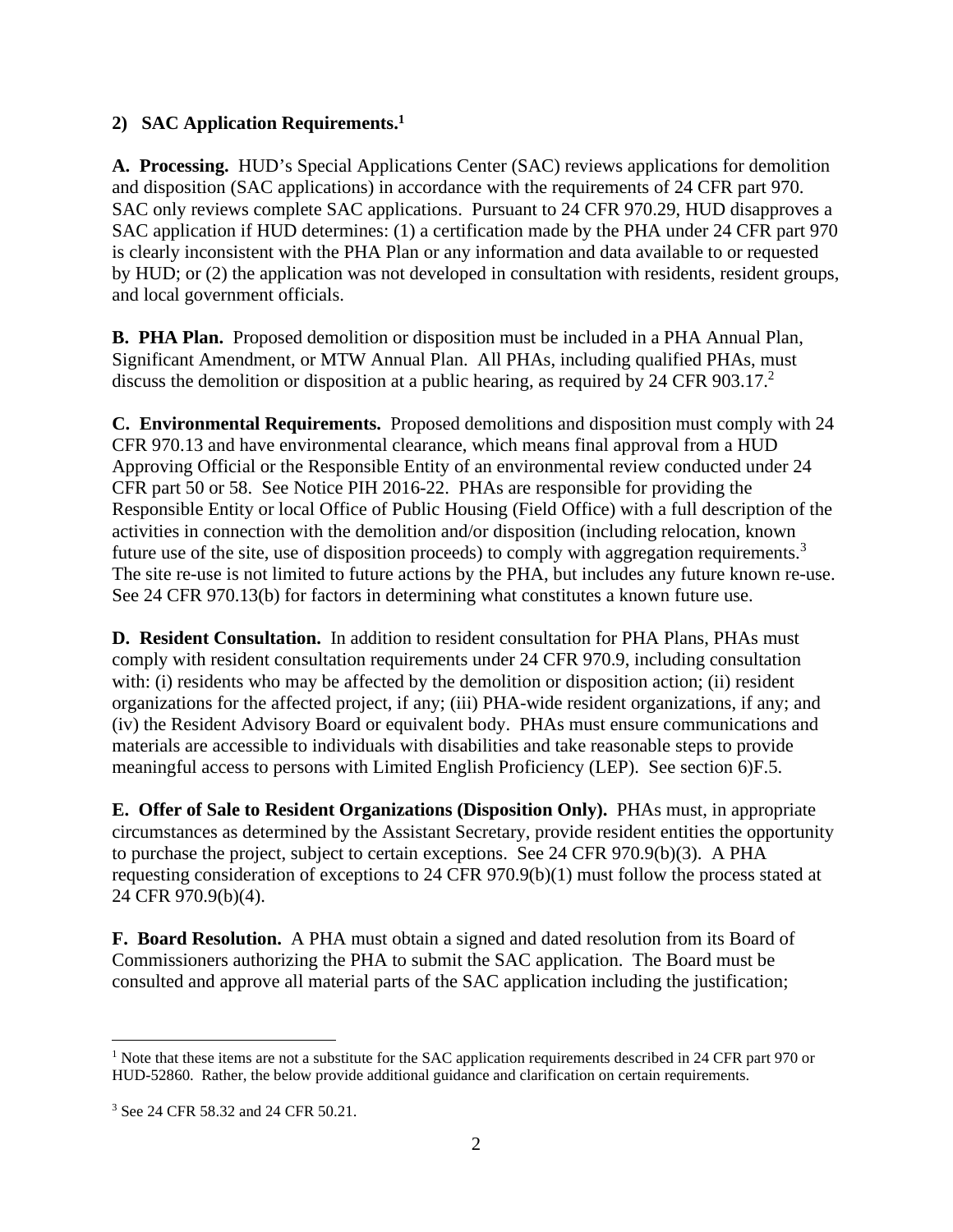**2) SAC Application Requirements.**[1]

**A. Processing.** HUD's Special Applications Center (SAC) reviews applications for demolition and disposition (SAC applications) in accordance with the requirements of 24 CFR part 970. SAC only reviews complete SAC applications. Pursuant to 24 CFR 970.29, HUD disapproves a SAC application if HUD determines: (1) a certification made by the PHA under 24 CFR part 970 is clearly inconsistent with the PHA Plan or any information and data available to or requested by HUD; or (2) the application was not developed in consultation with residents, resident groups, and local government officials.

**B. PHA Plan.** Proposed demolition or disposition must be included in a PHA Annual Plan, Significant Amendment, or MTW Annual Plan. All PHAs, including qualified PHAs, must discuss the demolition or disposition at a public hearing, as required by 24 CFR 903.17.[2]

**C. Environmental Requirements.** Proposed demolitions and disposition must comply with 24 CFR 970.13 and have environmental clearance, which means final approval from a HUD Approving Official or the Responsible Entity of an environmental review conducted under 24 CFR part 50 or 58. See Notice PIH 2016-22. PHAs are responsible for providing the Responsible Entity or local Office of Public Housing (Field Office) with a full description of the activities in connection with the demolition and/or disposition (including relocation, known future use of the site, use of disposition proceeds) to comply with aggregation requirements.[3] The site re-use is not limited to future actions by the PHA, but includes any future known re-use. See 24 CFR 970.13(b) for factors in determining what constitutes a known future use.

**D. Resident Consultation.** In addition to resident consultation for PHA Plans, PHAs must comply with resident consultation requirements under 24 CFR 970.9, including consultation with: (i) residents who may be affected by the demolition or disposition action; (ii) resident organizations for the affected project, if any; (iii) PHA-wide resident organizations, if any; and (iv) the Resident Advisory Board or equivalent body. PHAs must ensure communications and materials are accessible to individuals with disabilities and take reasonable steps to provide meaningful access to persons with Limited English Proficiency (LEP). See section 6)F.5.

**E. Offer of Sale to Resident Organizations (Disposition Only).** PHAs must, in appropriate circumstances as determined by the Assistant Secretary, provide resident entities the opportunity to purchase the project, subject to certain exceptions. See 24 CFR 970.9(b)(3). A PHA requesting consideration of exceptions to 24 CFR 970.9(b)(1) must follow the process stated at 24 CFR 970.9(b)(4).

**F. Board Resolution.** A PHA must obtain a signed and dated resolution from its Board of Commissioners authorizing the PHA to submit the SAC application. The Board must be consulted and approve all material parts of the SAC application including the justification;

---

[1] Note that these items are not a substitute for the SAC application requirements described in 24 CFR part 970 or HUD-52860. Rather, the below provide additional guidance and clarification on certain requirements.

[3] See 24 CFR 58.32 and 24 CFR 50.21.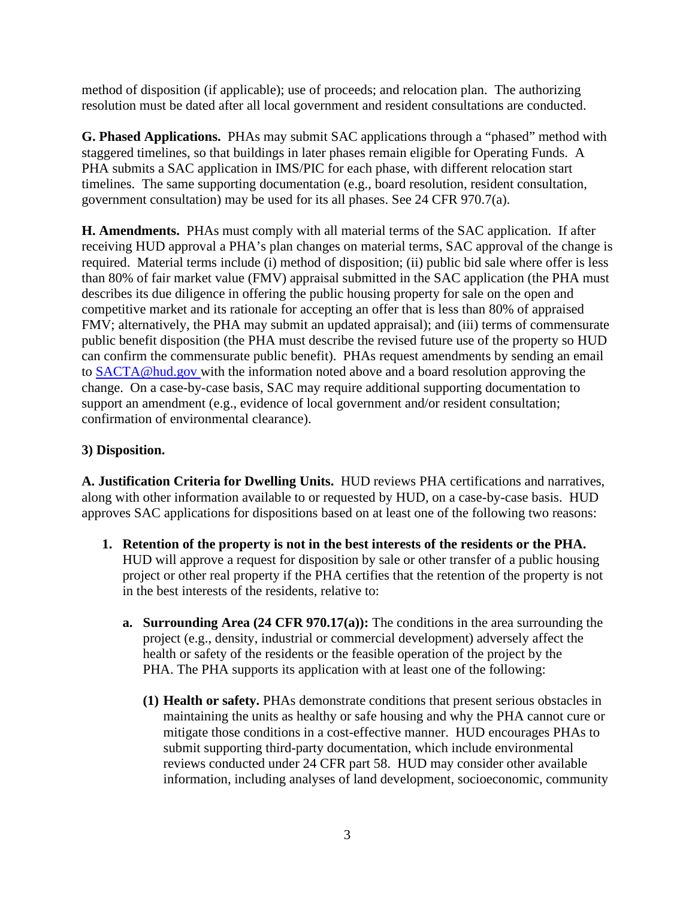method of disposition (if applicable); use of proceeds; and relocation plan. The authorizing resolution must be dated after all local government and resident consultations are conducted.

**G. Phased Applications.** PHAs may submit SAC applications through a "phased" method with staggered timelines, so that buildings in later phases remain eligible for Operating Funds. A PHA submits a SAC application in IMS/PIC for each phase, with different relocation start timelines. The same supporting documentation (e.g., board resolution, resident consultation, government consultation) may be used for its all phases. See 24 CFR 970.7(a).

**H. Amendments.** PHAs must comply with all material terms of the SAC application. If after receiving HUD approval a PHA's plan changes on material terms, SAC approval of the change is required. Material terms include (i) method of disposition; (ii) public bid sale where offer is less than 80% of fair market value (FMV) appraisal submitted in the SAC application (the PHA must describes its due diligence in offering the public housing property for sale on the open and competitive market and its rationale for accepting an offer that is less than 80% of appraised FMV; alternatively, the PHA may submit an updated appraisal); and (iii) terms of commensurate public benefit disposition (the PHA must describe the revised future use of the property so HUD can confirm the commensurate public benefit). PHAs request amendments by sending an email to [SACTA@hud.gov](mailto:SACTA@hud.gov) with the information noted above and a board resolution approving the change. On a case-by-case basis, SAC may require additional supporting documentation to support an amendment (e.g., evidence of local government and/or resident consultation; confirmation of environmental clearance).

**3) Disposition.**

**A. Justification Criteria for Dwelling Units.** HUD reviews PHA certifications and narratives, along with other information available to or requested by HUD, on a case-by-case basis. HUD approves SAC applications for dispositions based on at least one of the following two reasons:

1. **Retention of the property is not in the best interests of the residents or the PHA.** HUD will approve a request for disposition by sale or other transfer of a public housing project or other real property if the PHA certifies that the retention of the property is not in the best interests of the residents, relative to:

   a. **Surrounding Area (24 CFR 970.17(a)):** The conditions in the area surrounding the project (e.g., density, industrial or commercial development) adversely affect the health or safety of the residents or the feasible operation of the project by the PHA. The PHA supports its application with at least one of the following:

      **(1) Health or safety.** PHAs demonstrate conditions that present serious obstacles in maintaining the units as healthy or safe housing and why the PHA cannot cure or mitigate those conditions in a cost-effective manner. HUD encourages PHAs to submit supporting third-party documentation, which include environmental reviews conducted under 24 CFR part 58. HUD may consider other available information, including analyses of land development, socioeconomic, community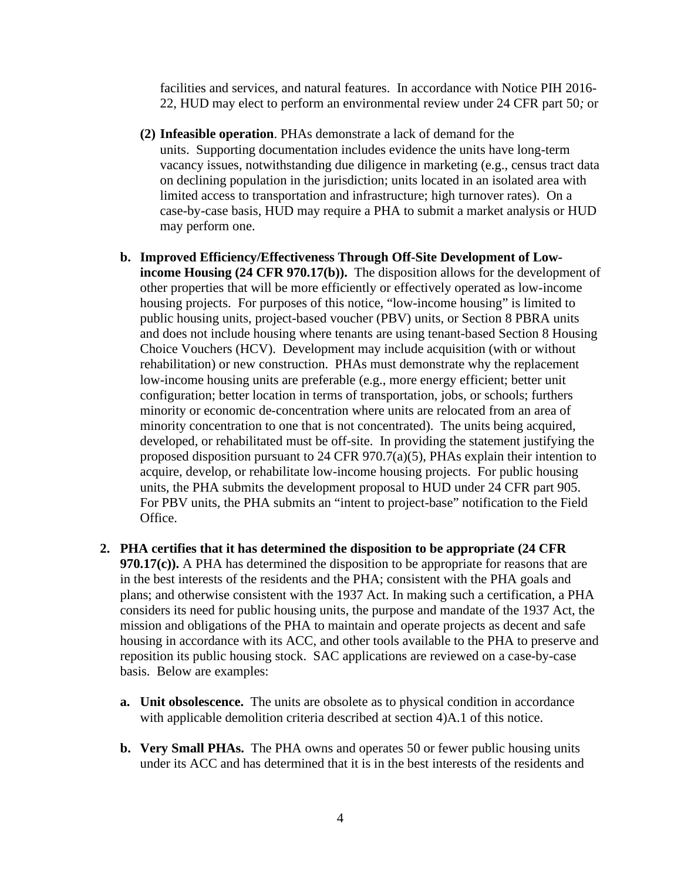facilities and services, and natural features. In accordance with Notice PIH 2016-22, HUD may elect to perform an environmental review under 24 CFR part 50*;* or

**(2) Infeasible operation**. PHAs demonstrate a lack of demand for the units. Supporting documentation includes evidence the units have long-term vacancy issues, notwithstanding due diligence in marketing (e.g., census tract data on declining population in the jurisdiction; units located in an isolated area with limited access to transportation and infrastructure; high turnover rates). On a case-by-case basis, HUD may require a PHA to submit a market analysis or HUD may perform one.

**b. Improved Efficiency/Effectiveness Through Off-Site Development of Low-income Housing (24 CFR 970.17(b)).** The disposition allows for the development of other properties that will be more efficiently or effectively operated as low-income housing projects. For purposes of this notice, "low-income housing" is limited to public housing units, project-based voucher (PBV) units, or Section 8 PBRA units and does not include housing where tenants are using tenant-based Section 8 Housing Choice Vouchers (HCV). Development may include acquisition (with or without rehabilitation) or new construction. PHAs must demonstrate why the replacement low-income housing units are preferable (e.g., more energy efficient; better unit configuration; better location in terms of transportation, jobs, or schools; furthers minority or economic de-concentration where units are relocated from an area of minority concentration to one that is not concentrated). The units being acquired, developed, or rehabilitated must be off-site. In providing the statement justifying the proposed disposition pursuant to 24 CFR 970.7(a)(5), PHAs explain their intention to acquire, develop, or rehabilitate low-income housing projects. For public housing units, the PHA submits the development proposal to HUD under 24 CFR part 905. For PBV units, the PHA submits an "intent to project-base" notification to the Field Office.

**2. PHA certifies that it has determined the disposition to be appropriate (24 CFR 970.17(c)).** A PHA has determined the disposition to be appropriate for reasons that are in the best interests of the residents and the PHA; consistent with the PHA goals and plans; and otherwise consistent with the 1937 Act. In making such a certification, a PHA considers its need for public housing units, the purpose and mandate of the 1937 Act, the mission and obligations of the PHA to maintain and operate projects as decent and safe housing in accordance with its ACC, and other tools available to the PHA to preserve and reposition its public housing stock. SAC applications are reviewed on a case-by-case basis. Below are examples:

**a. Unit obsolescence.** The units are obsolete as to physical condition in accordance with applicable demolition criteria described at section 4)A.1 of this notice.

**b. Very Small PHAs.** The PHA owns and operates 50 or fewer public housing units under its ACC and has determined that it is in the best interests of the residents and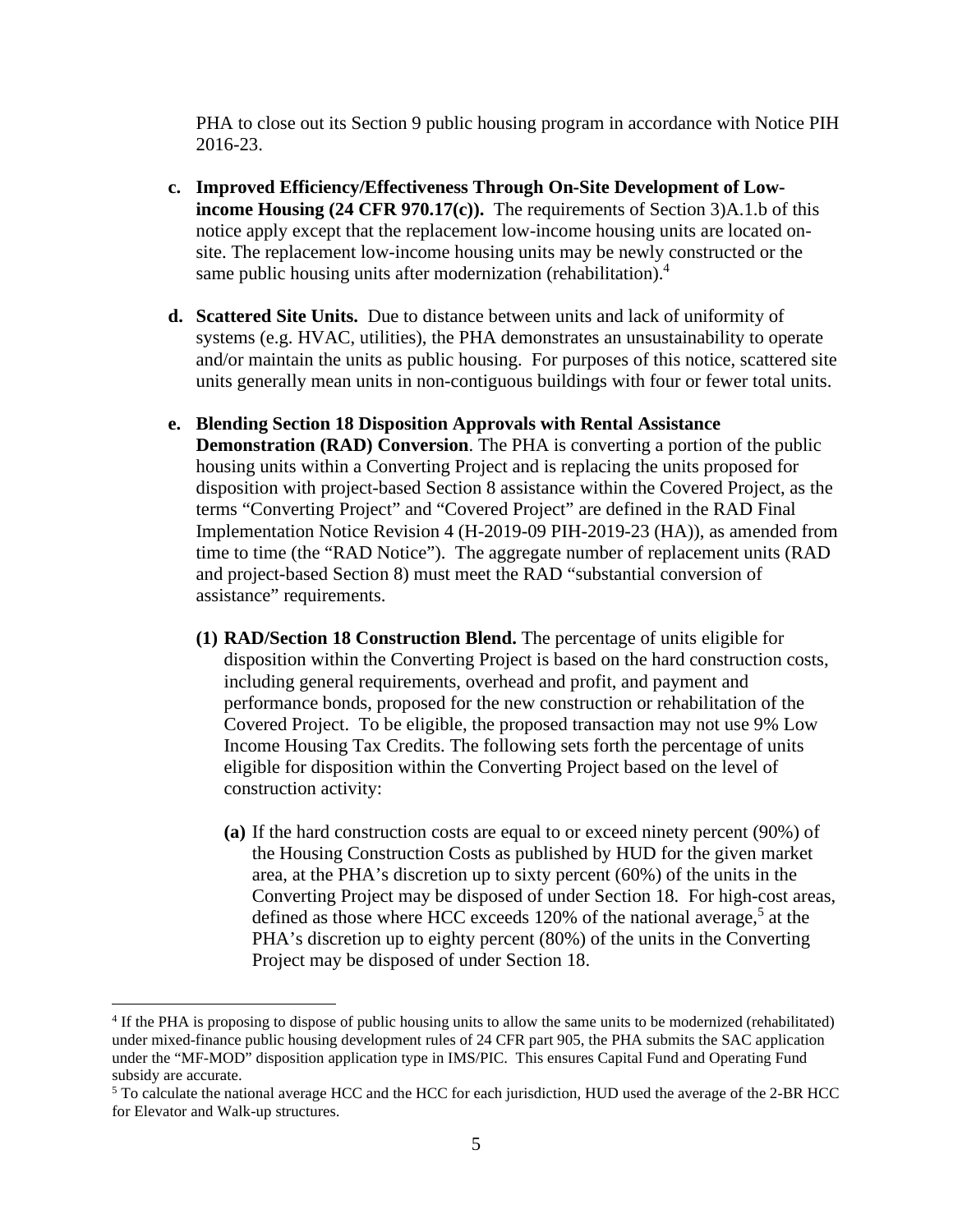PHA to close out its Section 9 public housing program in accordance with Notice PIH 2016-23.

**c. Improved Efficiency/Effectiveness Through On-Site Development of Low-income Housing (24 CFR 970.17(c)).** The requirements of Section 3)A.1.b of this notice apply except that the replacement low-income housing units are located on-site. The replacement low-income housing units may be newly constructed or the same public housing units after modernization (rehabilitation).[4]

**d. Scattered Site Units.** Due to distance between units and lack of uniformity of systems (e.g. HVAC, utilities), the PHA demonstrates an unsustainability to operate and/or maintain the units as public housing. For purposes of this notice, scattered site units generally mean units in non-contiguous buildings with four or fewer total units.

**e. Blending Section 18 Disposition Approvals with Rental Assistance Demonstration (RAD) Conversion**. The PHA is converting a portion of the public housing units within a Converting Project and is replacing the units proposed for disposition with project-based Section 8 assistance within the Covered Project, as the terms "Converting Project" and "Covered Project" are defined in the RAD Final Implementation Notice Revision 4 (H-2019-09 PIH-2019-23 (HA)), as amended from time to time (the "RAD Notice"). The aggregate number of replacement units (RAD and project-based Section 8) must meet the RAD "substantial conversion of assistance" requirements.

**(1) RAD/Section 18 Construction Blend.** The percentage of units eligible for disposition within the Converting Project is based on the hard construction costs, including general requirements, overhead and profit, and payment and performance bonds, proposed for the new construction or rehabilitation of the Covered Project. To be eligible, the proposed transaction may not use 9% Low Income Housing Tax Credits. The following sets forth the percentage of units eligible for disposition within the Converting Project based on the level of construction activity:

**(a)** If the hard construction costs are equal to or exceed ninety percent (90%) of the Housing Construction Costs as published by HUD for the given market area, at the PHA's discretion up to sixty percent (60%) of the units in the Converting Project may be disposed of under Section 18. For high-cost areas, defined as those where HCC exceeds 120% of the national average,[5] at the PHA's discretion up to eighty percent (80%) of the units in the Converting Project may be disposed of under Section 18.

---

[4] If the PHA is proposing to dispose of public housing units to allow the same units to be modernized (rehabilitated) under mixed-finance public housing development rules of 24 CFR part 905, the PHA submits the SAC application under the "MF-MOD" disposition application type in IMS/PIC. This ensures Capital Fund and Operating Fund subsidy are accurate.

[5] To calculate the national average HCC and the HCC for each jurisdiction, HUD used the average of the 2-BR HCC for Elevator and Walk-up structures.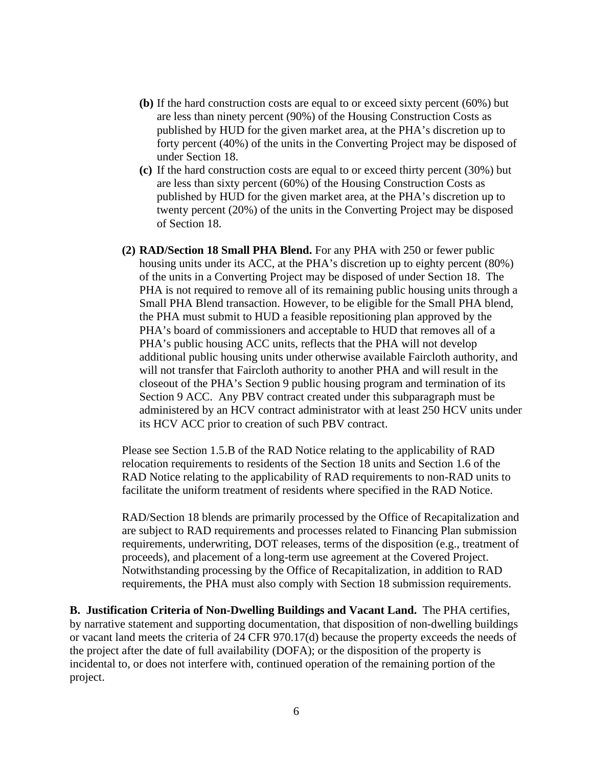- **(b)** If the hard construction costs are equal to or exceed sixty percent (60%) but are less than ninety percent (90%) of the Housing Construction Costs as published by HUD for the given market area, at the PHA's discretion up to forty percent (40%) of the units in the Converting Project may be disposed of under Section 18.
- **(c)** If the hard construction costs are equal to or exceed thirty percent (30%) but are less than sixty percent (60%) of the Housing Construction Costs as published by HUD for the given market area, at the PHA's discretion up to twenty percent (20%) of the units in the Converting Project may be disposed of Section 18.

**(2) RAD/Section 18 Small PHA Blend.** For any PHA with 250 or fewer public housing units under its ACC, at the PHA's discretion up to eighty percent (80%) of the units in a Converting Project may be disposed of under Section 18. The PHA is not required to remove all of its remaining public housing units through a Small PHA Blend transaction. However, to be eligible for the Small PHA blend, the PHA must submit to HUD a feasible repositioning plan approved by the PHA's board of commissioners and acceptable to HUD that removes all of a PHA's public housing ACC units, reflects that the PHA will not develop additional public housing units under otherwise available Faircloth authority, and will not transfer that Faircloth authority to another PHA and will result in the closeout of the PHA's Section 9 public housing program and termination of its Section 9 ACC. Any PBV contract created under this subparagraph must be administered by an HCV contract administrator with at least 250 HCV units under its HCV ACC prior to creation of such PBV contract.

Please see Section 1.5.B of the RAD Notice relating to the applicability of RAD relocation requirements to residents of the Section 18 units and Section 1.6 of the RAD Notice relating to the applicability of RAD requirements to non-RAD units to facilitate the uniform treatment of residents where specified in the RAD Notice.

RAD/Section 18 blends are primarily processed by the Office of Recapitalization and are subject to RAD requirements and processes related to Financing Plan submission requirements, underwriting, DOT releases, terms of the disposition (e.g., treatment of proceeds), and placement of a long-term use agreement at the Covered Project. Notwithstanding processing by the Office of Recapitalization, in addition to RAD requirements, the PHA must also comply with Section 18 submission requirements.

**B. Justification Criteria of Non-Dwelling Buildings and Vacant Land.** The PHA certifies, by narrative statement and supporting documentation, that disposition of non-dwelling buildings or vacant land meets the criteria of 24 CFR 970.17(d) because the property exceeds the needs of the project after the date of full availability (DOFA); or the disposition of the property is incidental to, or does not interfere with, continued operation of the remaining portion of the project.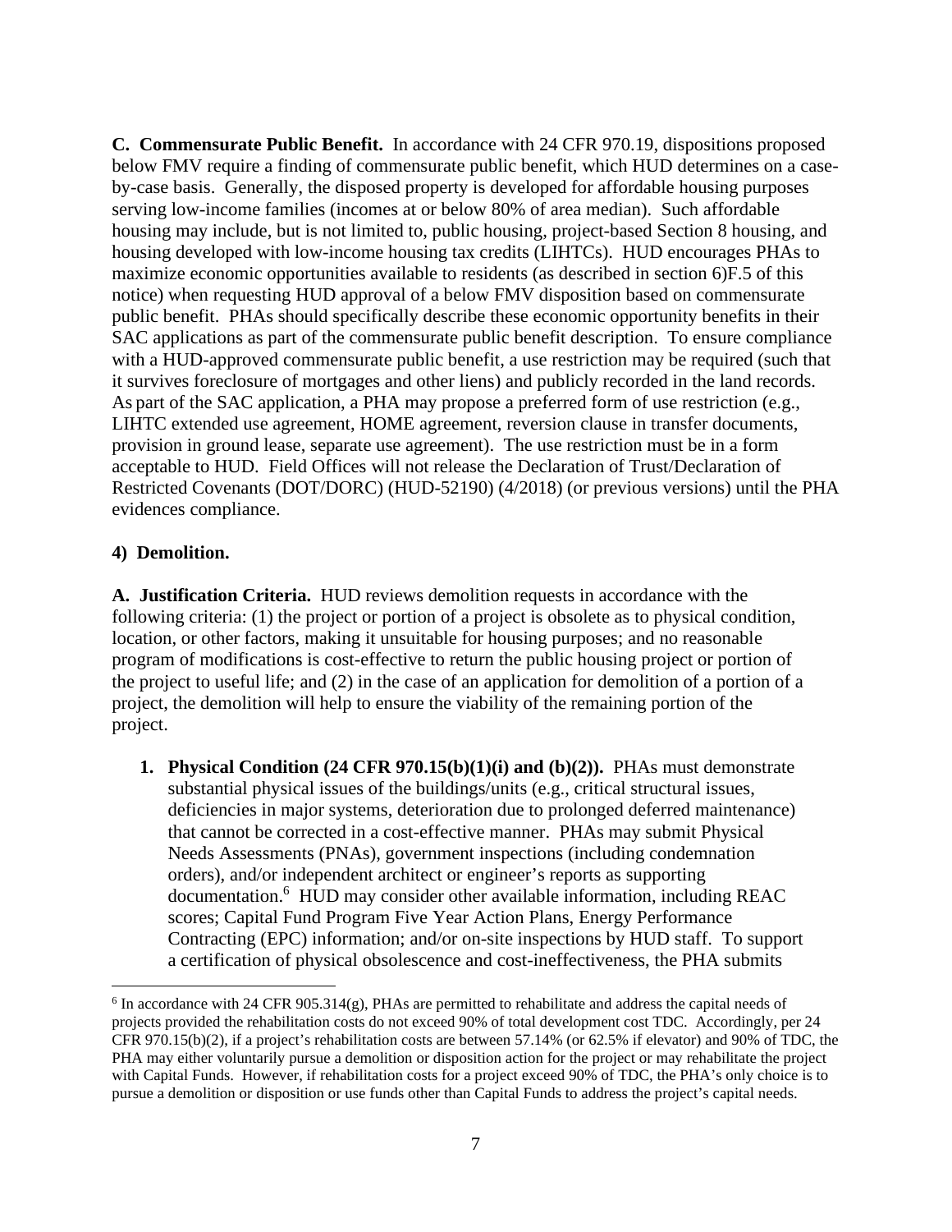**C. Commensurate Public Benefit.** In accordance with 24 CFR 970.19, dispositions proposed below FMV require a finding of commensurate public benefit, which HUD determines on a case-by-case basis. Generally, the disposed property is developed for affordable housing purposes serving low-income families (incomes at or below 80% of area median). Such affordable housing may include, but is not limited to, public housing, project-based Section 8 housing, and housing developed with low-income housing tax credits (LIHTCs). HUD encourages PHAs to maximize economic opportunities available to residents (as described in section 6)F.5 of this notice) when requesting HUD approval of a below FMV disposition based on commensurate public benefit. PHAs should specifically describe these economic opportunity benefits in their SAC applications as part of the commensurate public benefit description. To ensure compliance with a HUD-approved commensurate public benefit, a use restriction may be required (such that it survives foreclosure of mortgages and other liens) and publicly recorded in the land records. As part of the SAC application, a PHA may propose a preferred form of use restriction (e.g., LIHTC extended use agreement, HOME agreement, reversion clause in transfer documents, provision in ground lease, separate use agreement). The use restriction must be in a form acceptable to HUD. Field Offices will not release the Declaration of Trust/Declaration of Restricted Covenants (DOT/DORC) (HUD-52190) (4/2018) (or previous versions) until the PHA evidences compliance.

**4) Demolition.**

**A. Justification Criteria.** HUD reviews demolition requests in accordance with the following criteria: (1) the project or portion of a project is obsolete as to physical condition, location, or other factors, making it unsuitable for housing purposes; and no reasonable program of modifications is cost-effective to return the public housing project or portion of the project to useful life; and (2) in the case of an application for demolition of a portion of a project, the demolition will help to ensure the viability of the remaining portion of the project.

1. **Physical Condition (24 CFR 970.15(b)(1)(i) and (b)(2)).** PHAs must demonstrate substantial physical issues of the buildings/units (e.g., critical structural issues, deficiencies in major systems, deterioration due to prolonged deferred maintenance) that cannot be corrected in a cost-effective manner. PHAs may submit Physical Needs Assessments (PNAs), government inspections (including condemnation orders), and/or independent architect or engineer's reports as supporting documentation.[6] HUD may consider other available information, including REAC scores; Capital Fund Program Five Year Action Plans, Energy Performance Contracting (EPC) information; and/or on-site inspections by HUD staff. To support a certification of physical obsolescence and cost-ineffectiveness, the PHA submits

[6] In accordance with 24 CFR 905.314(g), PHAs are permitted to rehabilitate and address the capital needs of projects provided the rehabilitation costs do not exceed 90% of total development cost TDC. Accordingly, per 24 CFR 970.15(b)(2), if a project's rehabilitation costs are between 57.14% (or 62.5% if elevator) and 90% of TDC, the PHA may either voluntarily pursue a demolition or disposition action for the project or may rehabilitate the project with Capital Funds. However, if rehabilitation costs for a project exceed 90% of TDC, the PHA's only choice is to pursue a demolition or disposition or use funds other than Capital Funds to address the project's capital needs.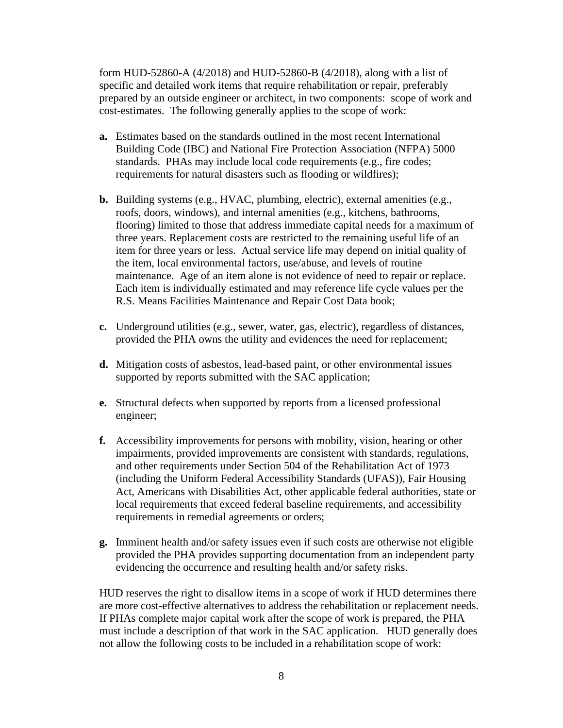form HUD-52860-A (4/2018) and HUD-52860-B (4/2018), along with a list of specific and detailed work items that require rehabilitation or repair, preferably prepared by an outside engineer or architect, in two components: scope of work and cost-estimates. The following generally applies to the scope of work:

**a.** Estimates based on the standards outlined in the most recent International Building Code (IBC) and National Fire Protection Association (NFPA) 5000 standards. PHAs may include local code requirements (e.g., fire codes; requirements for natural disasters such as flooding or wildfires);

**b.** Building systems (e.g., HVAC, plumbing, electric), external amenities (e.g., roofs, doors, windows), and internal amenities (e.g., kitchens, bathrooms, flooring) limited to those that address immediate capital needs for a maximum of three years. Replacement costs are restricted to the remaining useful life of an item for three years or less. Actual service life may depend on initial quality of the item, local environmental factors, use/abuse, and levels of routine maintenance. Age of an item alone is not evidence of need to repair or replace. Each item is individually estimated and may reference life cycle values per the R.S. Means Facilities Maintenance and Repair Cost Data book;

**c.** Underground utilities (e.g., sewer, water, gas, electric), regardless of distances, provided the PHA owns the utility and evidences the need for replacement;

**d.** Mitigation costs of asbestos, lead-based paint, or other environmental issues supported by reports submitted with the SAC application;

**e.** Structural defects when supported by reports from a licensed professional engineer;

**f.** Accessibility improvements for persons with mobility, vision, hearing or other impairments, provided improvements are consistent with standards, regulations, and other requirements under Section 504 of the Rehabilitation Act of 1973 (including the Uniform Federal Accessibility Standards (UFAS)), Fair Housing Act, Americans with Disabilities Act, other applicable federal authorities, state or local requirements that exceed federal baseline requirements, and accessibility requirements in remedial agreements or orders;

**g.** Imminent health and/or safety issues even if such costs are otherwise not eligible provided the PHA provides supporting documentation from an independent party evidencing the occurrence and resulting health and/or safety risks.

HUD reserves the right to disallow items in a scope of work if HUD determines there are more cost-effective alternatives to address the rehabilitation or replacement needs. If PHAs complete major capital work after the scope of work is prepared, the PHA must include a description of that work in the SAC application. HUD generally does not allow the following costs to be included in a rehabilitation scope of work: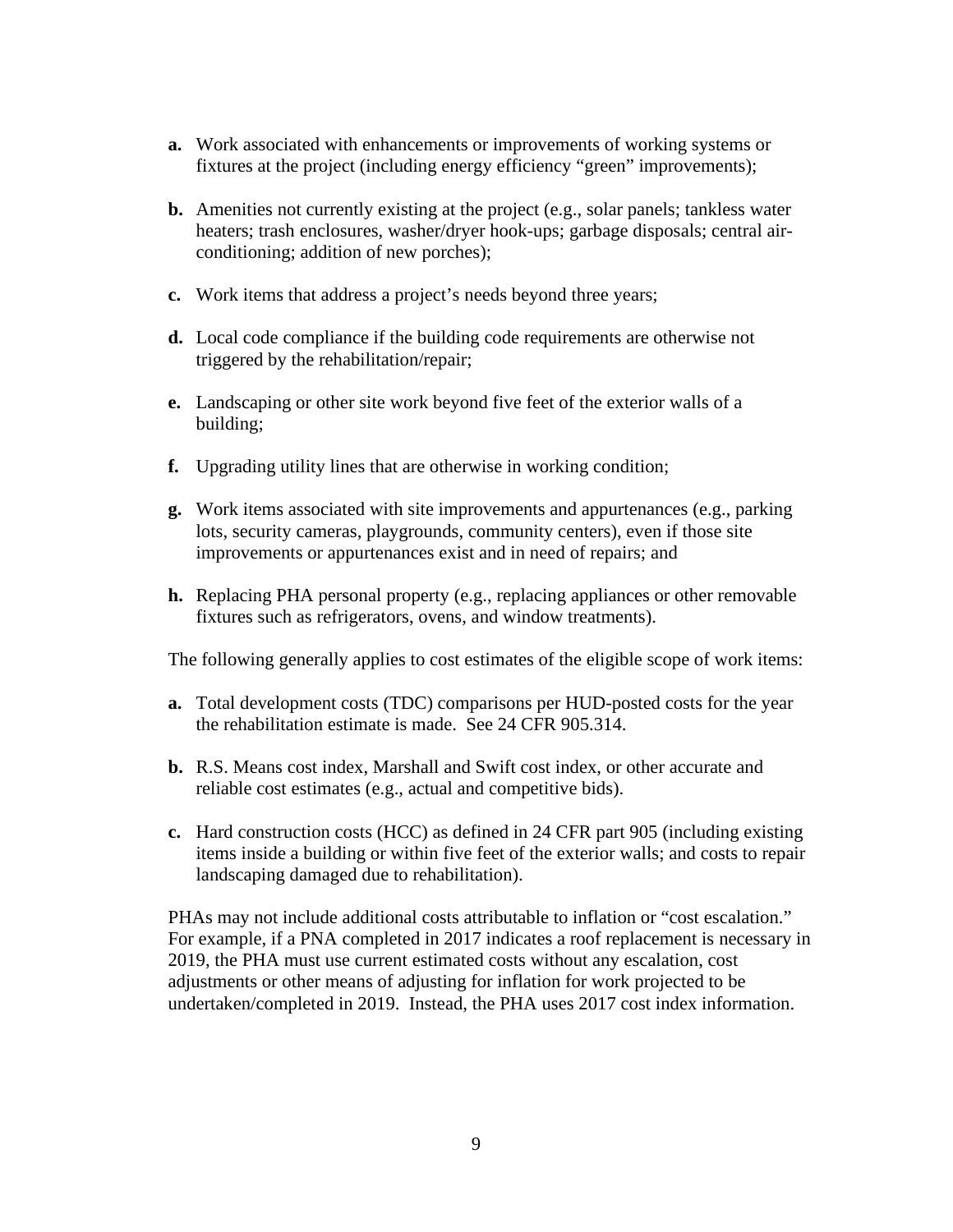**a.** Work associated with enhancements or improvements of working systems or fixtures at the project (including energy efficiency "green" improvements);

**b.** Amenities not currently existing at the project (e.g., solar panels; tankless water heaters; trash enclosures, washer/dryer hook-ups; garbage disposals; central air-conditioning; addition of new porches);

**c.** Work items that address a project's needs beyond three years;

**d.** Local code compliance if the building code requirements are otherwise not triggered by the rehabilitation/repair;

**e.** Landscaping or other site work beyond five feet of the exterior walls of a building;

**f.** Upgrading utility lines that are otherwise in working condition;

**g.** Work items associated with site improvements and appurtenances (e.g., parking lots, security cameras, playgrounds, community centers), even if those site improvements or appurtenances exist and in need of repairs; and

**h.** Replacing PHA personal property (e.g., replacing appliances or other removable fixtures such as refrigerators, ovens, and window treatments).

The following generally applies to cost estimates of the eligible scope of work items:

**a.** Total development costs (TDC) comparisons per HUD-posted costs for the year the rehabilitation estimate is made. See 24 CFR 905.314.

**b.** R.S. Means cost index, Marshall and Swift cost index, or other accurate and reliable cost estimates (e.g., actual and competitive bids).

**c.** Hard construction costs (HCC) as defined in 24 CFR part 905 (including existing items inside a building or within five feet of the exterior walls; and costs to repair landscaping damaged due to rehabilitation).

PHAs may not include additional costs attributable to inflation or "cost escalation." For example, if a PNA completed in 2017 indicates a roof replacement is necessary in 2019, the PHA must use current estimated costs without any escalation, cost adjustments or other means of adjusting for inflation for work projected to be undertaken/completed in 2019. Instead, the PHA uses 2017 cost index information.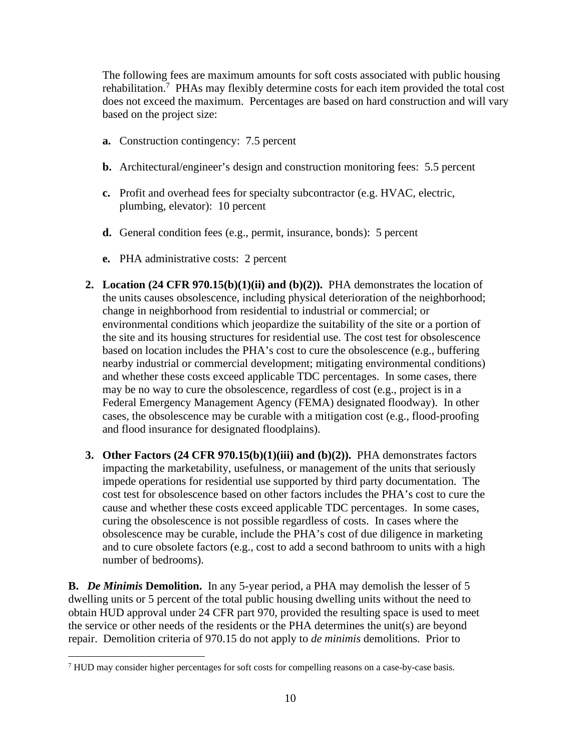The following fees are maximum amounts for soft costs associated with public housing rehabilitation.[7] PHAs may flexibly determine costs for each item provided the total cost does not exceed the maximum. Percentages are based on hard construction and will vary based on the project size:

**a.** Construction contingency: 7.5 percent

**b.** Architectural/engineer's design and construction monitoring fees: 5.5 percent

**c.** Profit and overhead fees for specialty subcontractor (e.g. HVAC, electric, plumbing, elevator): 10 percent

**d.** General condition fees (e.g., permit, insurance, bonds): 5 percent

**e.** PHA administrative costs: 2 percent

**2. Location (24 CFR 970.15(b)(1)(ii) and (b)(2)).** PHA demonstrates the location of the units causes obsolescence, including physical deterioration of the neighborhood; change in neighborhood from residential to industrial or commercial; or environmental conditions which jeopardize the suitability of the site or a portion of the site and its housing structures for residential use. The cost test for obsolescence based on location includes the PHA's cost to cure the obsolescence (e.g., buffering nearby industrial or commercial development; mitigating environmental conditions) and whether these costs exceed applicable TDC percentages. In some cases, there may be no way to cure the obsolescence, regardless of cost (e.g., project is in a Federal Emergency Management Agency (FEMA) designated floodway). In other cases, the obsolescence may be curable with a mitigation cost (e.g., flood-proofing and flood insurance for designated floodplains).

**3. Other Factors (24 CFR 970.15(b)(1)(iii) and (b)(2)).** PHA demonstrates factors impacting the marketability, usefulness, or management of the units that seriously impede operations for residential use supported by third party documentation. The cost test for obsolescence based on other factors includes the PHA's cost to cure the cause and whether these costs exceed applicable TDC percentages. In some cases, curing the obsolescence is not possible regardless of costs. In cases where the obsolescence may be curable, include the PHA's cost of due diligence in marketing and to cure obsolete factors (e.g., cost to add a second bathroom to units with a high number of bedrooms).

**B.** ***De Minimis*** **Demolition.** In any 5-year period, a PHA may demolish the lesser of 5 dwelling units or 5 percent of the total public housing dwelling units without the need to obtain HUD approval under 24 CFR part 970, provided the resulting space is used to meet the service or other needs of the residents or the PHA determines the unit(s) are beyond repair. Demolition criteria of 970.15 do not apply to *de minimis* demolitions. Prior to

[7] HUD may consider higher percentages for soft costs for compelling reasons on a case-by-case basis.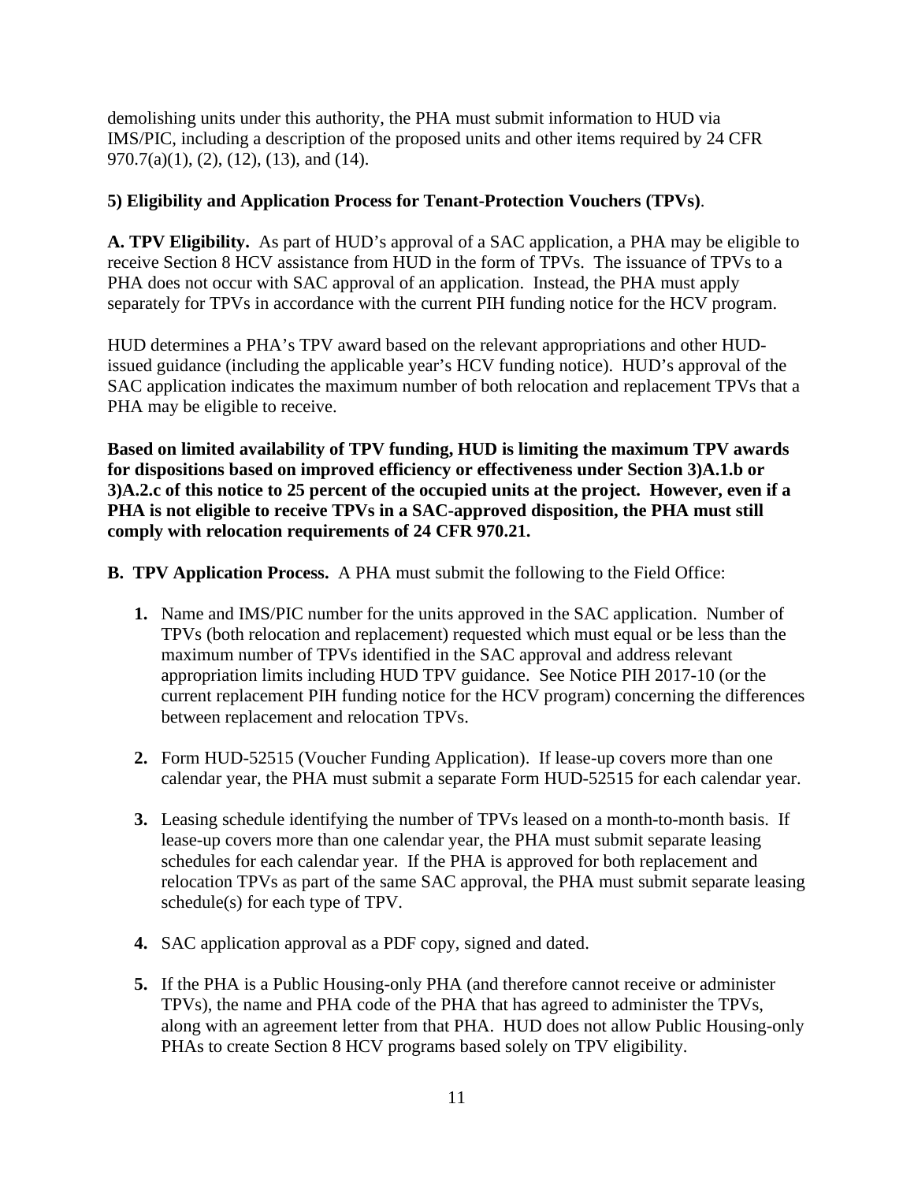demolishing units under this authority, the PHA must submit information to HUD via IMS/PIC, including a description of the proposed units and other items required by 24 CFR 970.7(a)(1), (2), (12), (13), and (14).

**5) Eligibility and Application Process for Tenant-Protection Vouchers (TPVs)**.

**A. TPV Eligibility.** As part of HUD's approval of a SAC application, a PHA may be eligible to receive Section 8 HCV assistance from HUD in the form of TPVs. The issuance of TPVs to a PHA does not occur with SAC approval of an application. Instead, the PHA must apply separately for TPVs in accordance with the current PIH funding notice for the HCV program.

HUD determines a PHA's TPV award based on the relevant appropriations and other HUD-issued guidance (including the applicable year's HCV funding notice). HUD's approval of the SAC application indicates the maximum number of both relocation and replacement TPVs that a PHA may be eligible to receive.

**Based on limited availability of TPV funding, HUD is limiting the maximum TPV awards for dispositions based on improved efficiency or effectiveness under Section 3)A.1.b or 3)A.2.c of this notice to 25 percent of the occupied units at the project. However, even if a PHA is not eligible to receive TPVs in a SAC-approved disposition, the PHA must still comply with relocation requirements of 24 CFR 970.21.**

**B. TPV Application Process.** A PHA must submit the following to the Field Office:

1. Name and IMS/PIC number for the units approved in the SAC application. Number of TPVs (both relocation and replacement) requested which must equal or be less than the maximum number of TPVs identified in the SAC approval and address relevant appropriation limits including HUD TPV guidance. See Notice PIH 2017-10 (or the current replacement PIH funding notice for the HCV program) concerning the differences between replacement and relocation TPVs.

2. Form HUD-52515 (Voucher Funding Application). If lease-up covers more than one calendar year, the PHA must submit a separate Form HUD-52515 for each calendar year.

3. Leasing schedule identifying the number of TPVs leased on a month-to-month basis. If lease-up covers more than one calendar year, the PHA must submit separate leasing schedules for each calendar year. If the PHA is approved for both replacement and relocation TPVs as part of the same SAC approval, the PHA must submit separate leasing schedule(s) for each type of TPV.

4. SAC application approval as a PDF copy, signed and dated.

5. If the PHA is a Public Housing-only PHA (and therefore cannot receive or administer TPVs), the name and PHA code of the PHA that has agreed to administer the TPVs, along with an agreement letter from that PHA. HUD does not allow Public Housing-only PHAs to create Section 8 HCV programs based solely on TPV eligibility.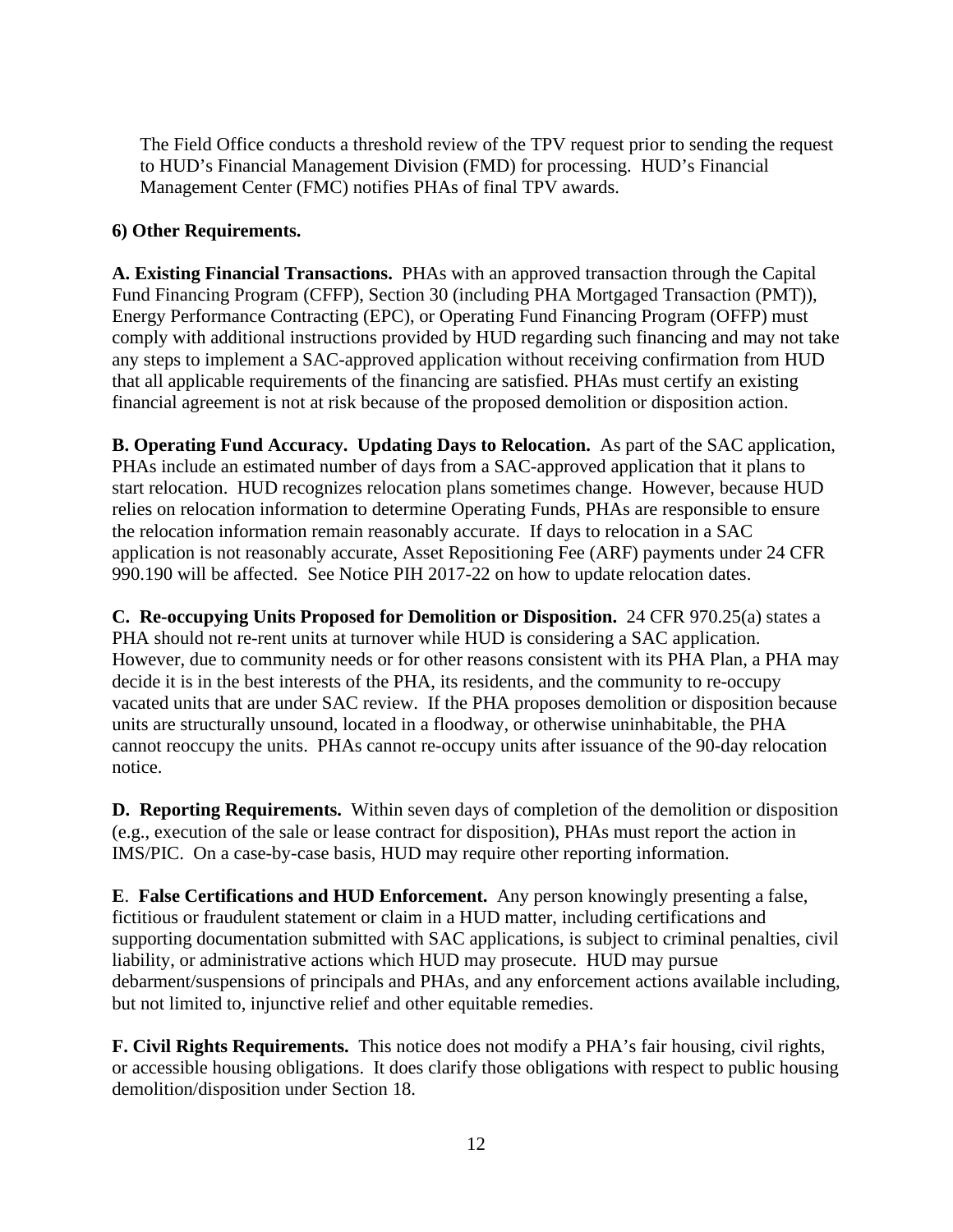The Field Office conducts a threshold review of the TPV request prior to sending the request to HUD's Financial Management Division (FMD) for processing. HUD's Financial Management Center (FMC) notifies PHAs of final TPV awards.

**6) Other Requirements.**

**A. Existing Financial Transactions.** PHAs with an approved transaction through the Capital Fund Financing Program (CFFP), Section 30 (including PHA Mortgaged Transaction (PMT)), Energy Performance Contracting (EPC), or Operating Fund Financing Program (OFFP) must comply with additional instructions provided by HUD regarding such financing and may not take any steps to implement a SAC-approved application without receiving confirmation from HUD that all applicable requirements of the financing are satisfied. PHAs must certify an existing financial agreement is not at risk because of the proposed demolition or disposition action.

**B. Operating Fund Accuracy. Updating Days to Relocation.** As part of the SAC application, PHAs include an estimated number of days from a SAC-approved application that it plans to start relocation. HUD recognizes relocation plans sometimes change. However, because HUD relies on relocation information to determine Operating Funds, PHAs are responsible to ensure the relocation information remain reasonably accurate. If days to relocation in a SAC application is not reasonably accurate, Asset Repositioning Fee (ARF) payments under 24 CFR 990.190 will be affected. See Notice PIH 2017-22 on how to update relocation dates.

**C. Re-occupying Units Proposed for Demolition or Disposition.** 24 CFR 970.25(a) states a PHA should not re-rent units at turnover while HUD is considering a SAC application. However, due to community needs or for other reasons consistent with its PHA Plan, a PHA may decide it is in the best interests of the PHA, its residents, and the community to re-occupy vacated units that are under SAC review. If the PHA proposes demolition or disposition because units are structurally unsound, located in a floodway, or otherwise uninhabitable, the PHA cannot reoccupy the units. PHAs cannot re-occupy units after issuance of the 90-day relocation notice.

**D. Reporting Requirements.** Within seven days of completion of the demolition or disposition (e.g., execution of the sale or lease contract for disposition), PHAs must report the action in IMS/PIC. On a case-by-case basis, HUD may require other reporting information.

**E. False Certifications and HUD Enforcement.** Any person knowingly presenting a false, fictitious or fraudulent statement or claim in a HUD matter, including certifications and supporting documentation submitted with SAC applications, is subject to criminal penalties, civil liability, or administrative actions which HUD may prosecute. HUD may pursue debarment/suspensions of principals and PHAs, and any enforcement actions available including, but not limited to, injunctive relief and other equitable remedies.

**F. Civil Rights Requirements.** This notice does not modify a PHA's fair housing, civil rights, or accessible housing obligations. It does clarify those obligations with respect to public housing demolition/disposition under Section 18.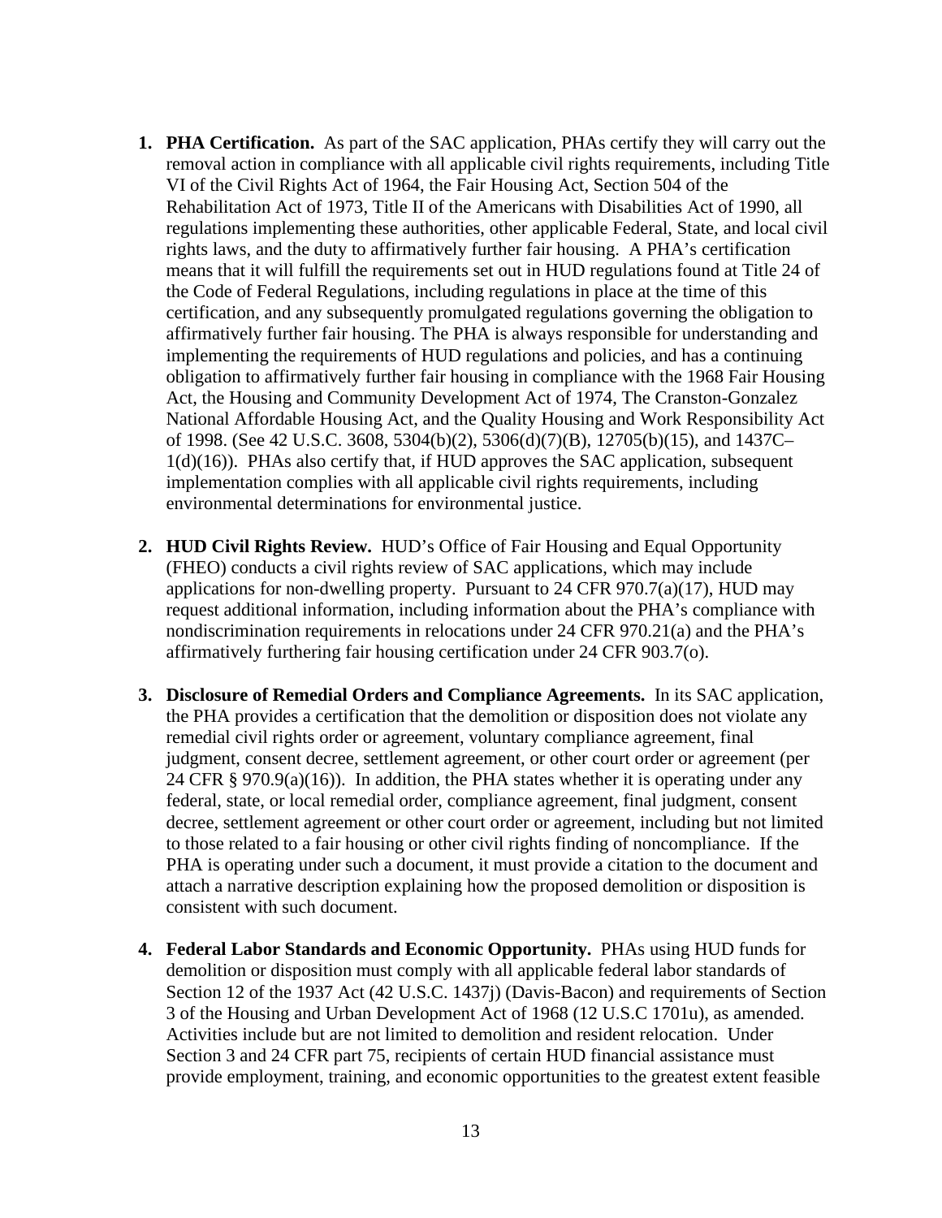1. **PHA Certification.** As part of the SAC application, PHAs certify they will carry out the removal action in compliance with all applicable civil rights requirements, including Title VI of the Civil Rights Act of 1964, the Fair Housing Act, Section 504 of the Rehabilitation Act of 1973, Title II of the Americans with Disabilities Act of 1990, all regulations implementing these authorities, other applicable Federal, State, and local civil rights laws, and the duty to affirmatively further fair housing. A PHA's certification means that it will fulfill the requirements set out in HUD regulations found at Title 24 of the Code of Federal Regulations, including regulations in place at the time of this certification, and any subsequently promulgated regulations governing the obligation to affirmatively further fair housing. The PHA is always responsible for understanding and implementing the requirements of HUD regulations and policies, and has a continuing obligation to affirmatively further fair housing in compliance with the 1968 Fair Housing Act, the Housing and Community Development Act of 1974, The Cranston-Gonzalez National Affordable Housing Act, and the Quality Housing and Work Responsibility Act of 1998. (See 42 U.S.C. 3608, 5304(b)(2), 5306(d)(7)(B), 12705(b)(15), and 1437C–1(d)(16)). PHAs also certify that, if HUD approves the SAC application, subsequent implementation complies with all applicable civil rights requirements, including environmental determinations for environmental justice.

2. **HUD Civil Rights Review.** HUD's Office of Fair Housing and Equal Opportunity (FHEO) conducts a civil rights review of SAC applications, which may include applications for non-dwelling property. Pursuant to 24 CFR 970.7(a)(17), HUD may request additional information, including information about the PHA's compliance with nondiscrimination requirements in relocations under 24 CFR 970.21(a) and the PHA's affirmatively furthering fair housing certification under 24 CFR 903.7(o).

3. **Disclosure of Remedial Orders and Compliance Agreements.** In its SAC application, the PHA provides a certification that the demolition or disposition does not violate any remedial civil rights order or agreement, voluntary compliance agreement, final judgment, consent decree, settlement agreement, or other court order or agreement (per 24 CFR § 970.9(a)(16)). In addition, the PHA states whether it is operating under any federal, state, or local remedial order, compliance agreement, final judgment, consent decree, settlement agreement or other court order or agreement, including but not limited to those related to a fair housing or other civil rights finding of noncompliance. If the PHA is operating under such a document, it must provide a citation to the document and attach a narrative description explaining how the proposed demolition or disposition is consistent with such document.

4. **Federal Labor Standards and Economic Opportunity.** PHAs using HUD funds for demolition or disposition must comply with all applicable federal labor standards of Section 12 of the 1937 Act (42 U.S.C. 1437j) (Davis-Bacon) and requirements of Section 3 of the Housing and Urban Development Act of 1968 (12 U.S.C 1701u), as amended. Activities include but are not limited to demolition and resident relocation. Under Section 3 and 24 CFR part 75, recipients of certain HUD financial assistance must provide employment, training, and economic opportunities to the greatest extent feasible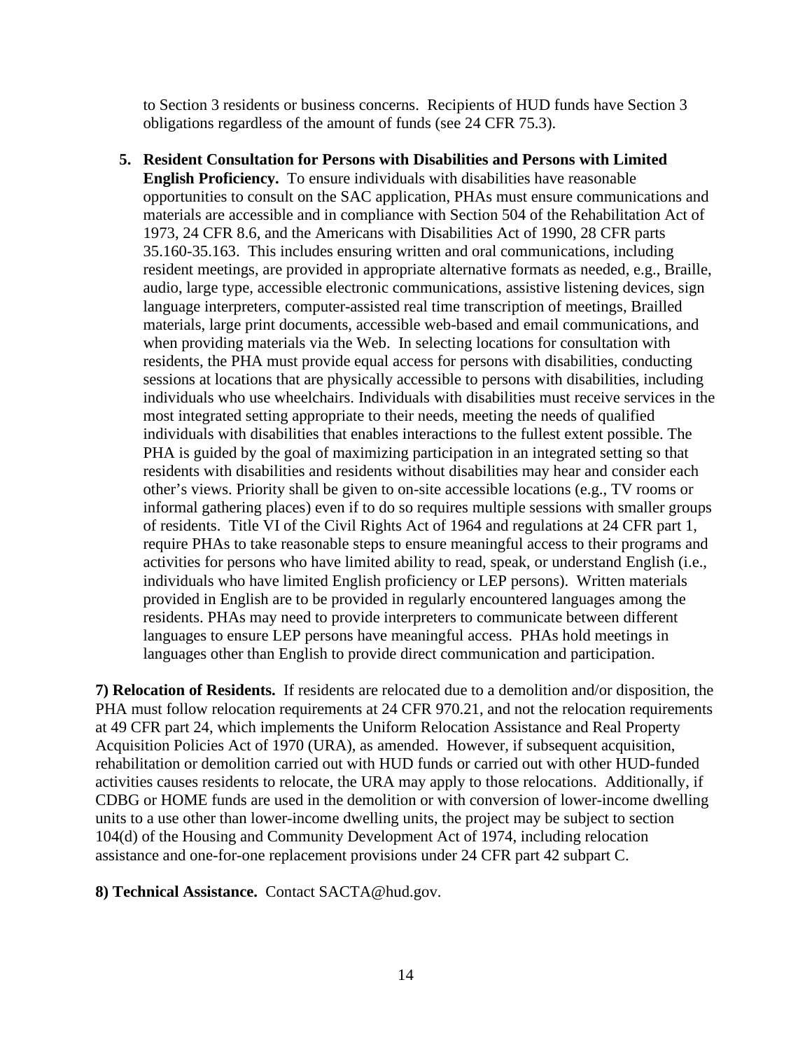to Section 3 residents or business concerns. Recipients of HUD funds have Section 3 obligations regardless of the amount of funds (see 24 CFR 75.3).

5. **Resident Consultation for Persons with Disabilities and Persons with Limited English Proficiency.** To ensure individuals with disabilities have reasonable opportunities to consult on the SAC application, PHAs must ensure communications and materials are accessible and in compliance with Section 504 of the Rehabilitation Act of 1973, 24 CFR 8.6, and the Americans with Disabilities Act of 1990, 28 CFR parts 35.160-35.163. This includes ensuring written and oral communications, including resident meetings, are provided in appropriate alternative formats as needed, e.g., Braille, audio, large type, accessible electronic communications, assistive listening devices, sign language interpreters, computer-assisted real time transcription of meetings, Brailled materials, large print documents, accessible web-based and email communications, and when providing materials via the Web. In selecting locations for consultation with residents, the PHA must provide equal access for persons with disabilities, conducting sessions at locations that are physically accessible to persons with disabilities, including individuals who use wheelchairs. Individuals with disabilities must receive services in the most integrated setting appropriate to their needs, meeting the needs of qualified individuals with disabilities that enables interactions to the fullest extent possible. The PHA is guided by the goal of maximizing participation in an integrated setting so that residents with disabilities and residents without disabilities may hear and consider each other's views. Priority shall be given to on-site accessible locations (e.g., TV rooms or informal gathering places) even if to do so requires multiple sessions with smaller groups of residents. Title VI of the Civil Rights Act of 1964 and regulations at 24 CFR part 1, require PHAs to take reasonable steps to ensure meaningful access to their programs and activities for persons who have limited ability to read, speak, or understand English (i.e., individuals who have limited English proficiency or LEP persons). Written materials provided in English are to be provided in regularly encountered languages among the residents. PHAs may need to provide interpreters to communicate between different languages to ensure LEP persons have meaningful access. PHAs hold meetings in languages other than English to provide direct communication and participation.

**7) Relocation of Residents.** If residents are relocated due to a demolition and/or disposition, the PHA must follow relocation requirements at 24 CFR 970.21, and not the relocation requirements at 49 CFR part 24, which implements the Uniform Relocation Assistance and Real Property Acquisition Policies Act of 1970 (URA), as amended. However, if subsequent acquisition, rehabilitation or demolition carried out with HUD funds or carried out with other HUD-funded activities causes residents to relocate, the URA may apply to those relocations. Additionally, if CDBG or HOME funds are used in the demolition or with conversion of lower-income dwelling units to a use other than lower-income dwelling units, the project may be subject to section 104(d) of the Housing and Community Development Act of 1974, including relocation assistance and one-for-one replacement provisions under 24 CFR part 42 subpart C.

**8) Technical Assistance.** Contact SACTA@hud.gov.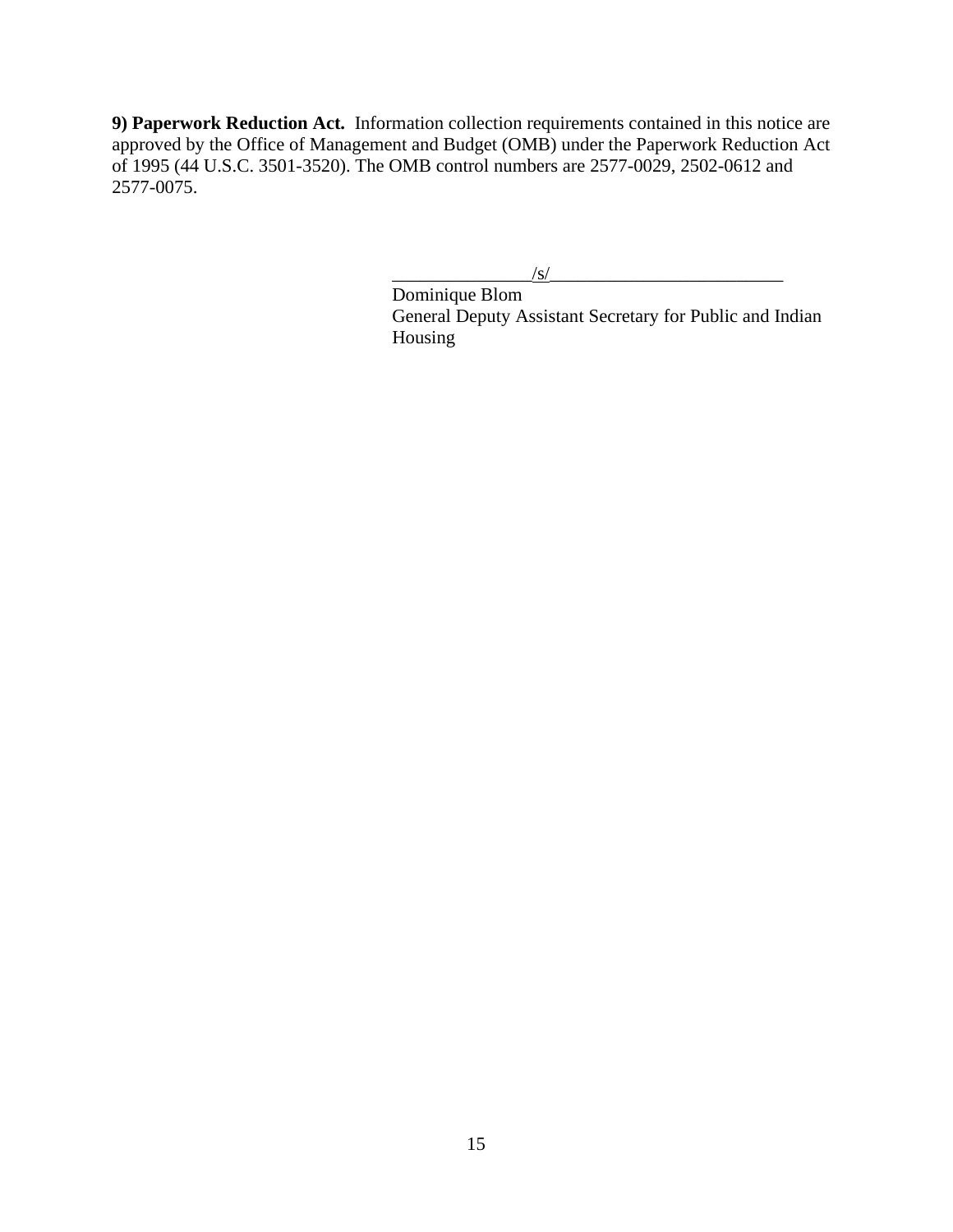**9) Paperwork Reduction Act.** Information collection requirements contained in this notice are approved by the Office of Management and Budget (OMB) under the Paperwork Reduction Act of 1995 (44 U.S.C. 3501-3520). The OMB control numbers are 2577-0029, 2502-0612 and 2577-0075.

_______________/s/_________________________
Dominique Blom
General Deputy Assistant Secretary for Public and Indian Housing